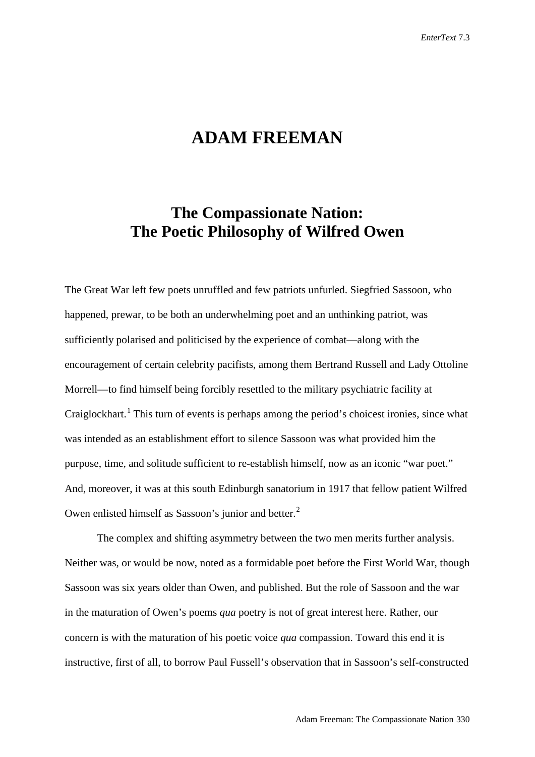# ADAM FREEMAN

## The Compassionate Nation: The Poetic Philosophy of Wilfred Owen

The Great War left few poets unruffled and few patriots unfurled. Siegfried Sassoon, who happened, prewar, to be both an underwhelming poet and an unthinking patriot, was sufficiently polarised and politicised by the experience of combat—along with the encouragement of certain celebrity pacifists, among them Bertrand Russell and Lady Ottoline Morrell—to find himself being forcibly resettled to the military psychiatric facility at Craiglockhart.[1] This turn of events is perhaps among the period's choicest ironies, since what was intended as an establishment effort to silence Sassoon was what provided him the purpose, time, and solitude sufficient to re-establish himself, now as an iconic "war poet." And, moreover, it was at this south Edinburgh sanatorium in 1917 that fellow patient Wilfred Owen enlisted himself as Sassoon's junior and better.[2]

The complex and shifting asymmetry between the two men merits further analysis. Neither was, or would be now, noted as a formidable poet before the First World War, though Sassoon was six years older than Owen, and published. But the role of Sassoon and the war in the maturation of Owen's poems *qua* poetry is not of great interest here. Rather, our concern is with the maturation of his poetic voice *qua* compassion. Toward this end it is instructive, first of all, to borrow Paul Fussell's observation that in Sassoon's self-constructed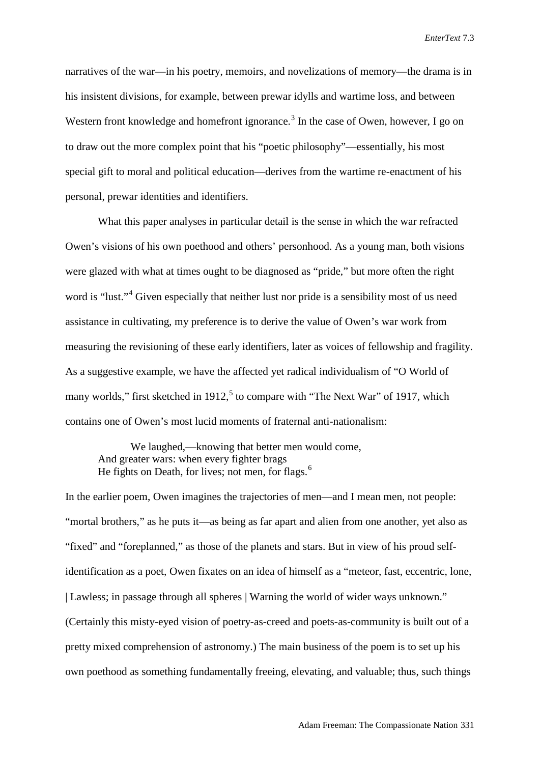narratives of the war—in his poetry, memoirs, and novelizations of memory—the drama is in his insistent divisions, for example, between prewar idylls and wartime loss, and between Western front knowledge and homefront ignorance.[3] In the case of Owen, however, I go on to draw out the more complex point that his "poetic philosophy"—essentially, his most special gift to moral and political education—derives from the wartime re-enactment of his personal, prewar identities and identifiers.

What this paper analyses in particular detail is the sense in which the war refracted Owen's visions of his own poethood and others' personhood. As a young man, both visions were glazed with what at times ought to be diagnosed as "pride," but more often the right word is "lust."[4] Given especially that neither lust nor pride is a sensibility most of us need assistance in cultivating, my preference is to derive the value of Owen's war work from measuring the revisioning of these early identifiers, later as voices of fellowship and fragility. As a suggestive example, we have the affected yet radical individualism of "O World of many worlds," first sketched in 1912,[5] to compare with "The Next War" of 1917, which contains one of Owen's most lucid moments of fraternal anti-nationalism:

> We laughed,—knowing that better men would come,
> And greater wars: when every fighter brags
> He fights on Death, for lives; not men, for flags.[6]

In the earlier poem, Owen imagines the trajectories of men—and I mean men, not people: "mortal brothers," as he puts it—as being as far apart and alien from one another, yet also as "fixed" and "foreplanned," as those of the planets and stars. But in view of his proud self-identification as a poet, Owen fixates on an idea of himself as a "meteor, fast, eccentric, lone, | Lawless; in passage through all spheres | Warning the world of wider ways unknown." (Certainly this misty-eyed vision of poetry-as-creed and poets-as-community is built out of a pretty mixed comprehension of astronomy.) The main business of the poem is to set up his own poethood as something fundamentally freeing, elevating, and valuable; thus, such things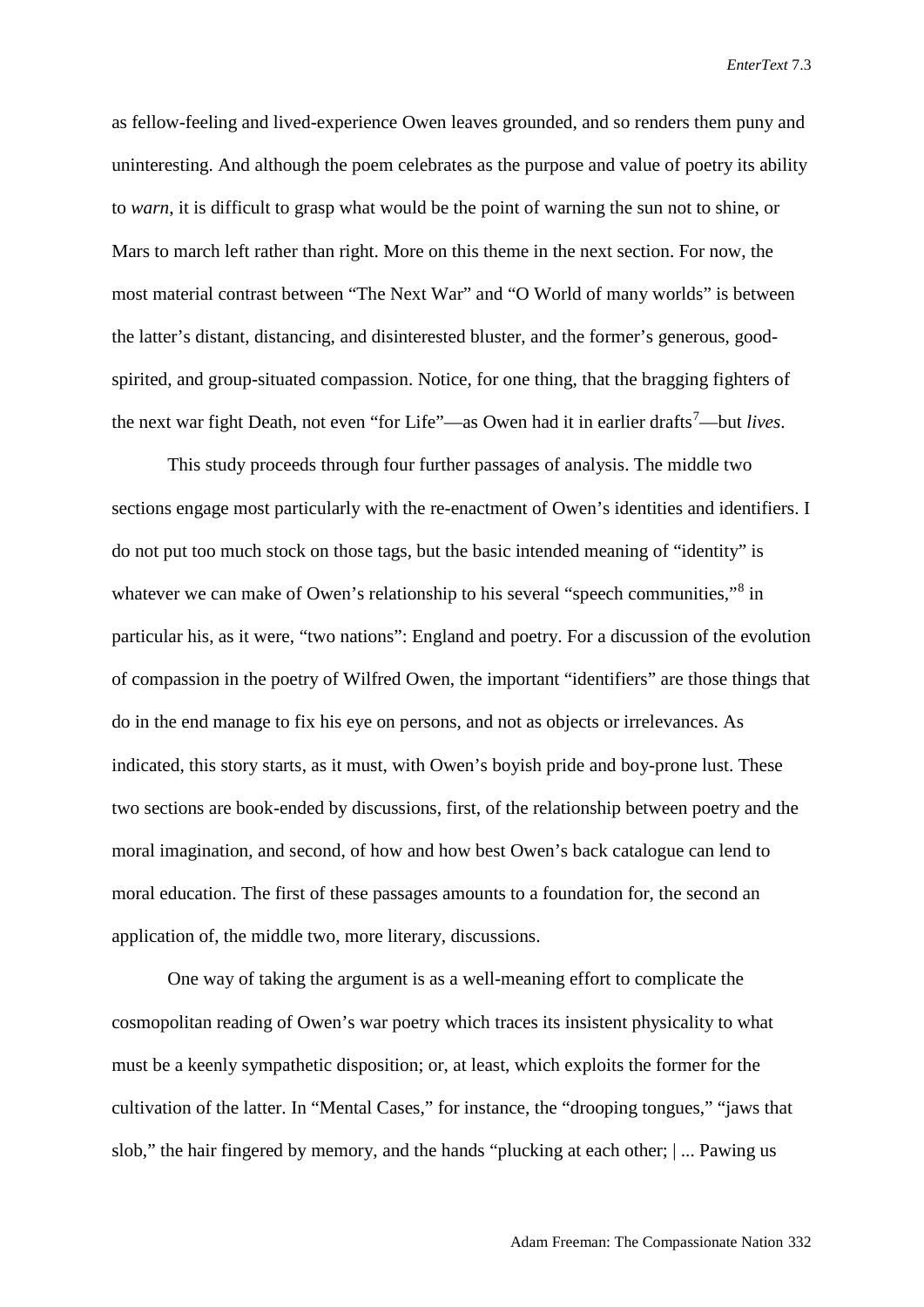as fellow-feeling and lived-experience Owen leaves grounded, and so renders them puny and uninteresting. And although the poem celebrates as the purpose and value of poetry its ability to *warn*, it is difficult to grasp what would be the point of warning the sun not to shine, or Mars to march left rather than right. More on this theme in the next section. For now, the most material contrast between "The Next War" and "O World of many worlds" is between the latter's distant, distancing, and disinterested bluster, and the former's generous, good-spirited, and group-situated compassion. Notice, for one thing, that the bragging fighters of the next war fight Death, not even "for Life"—as Owen had it in earlier drafts[7]—but *lives*.

This study proceeds through four further passages of analysis. The middle two sections engage most particularly with the re-enactment of Owen's identities and identifiers. I do not put too much stock on those tags, but the basic intended meaning of "identity" is whatever we can make of Owen's relationship to his several "speech communities,"[8] in particular his, as it were, "two nations": England and poetry. For a discussion of the evolution of compassion in the poetry of Wilfred Owen, the important "identifiers" are those things that do in the end manage to fix his eye on persons, and not as objects or irrelevances. As indicated, this story starts, as it must, with Owen's boyish pride and boy-prone lust. These two sections are book-ended by discussions, first, of the relationship between poetry and the moral imagination, and second, of how and how best Owen's back catalogue can lend to moral education. The first of these passages amounts to a foundation for, the second an application of, the middle two, more literary, discussions.

One way of taking the argument is as a well-meaning effort to complicate the cosmopolitan reading of Owen's war poetry which traces its insistent physicality to what must be a keenly sympathetic disposition; or, at least, which exploits the former for the cultivation of the latter. In "Mental Cases," for instance, the "drooping tongues," "jaws that slob," the hair fingered by memory, and the hands "plucking at each other; | ... Pawing us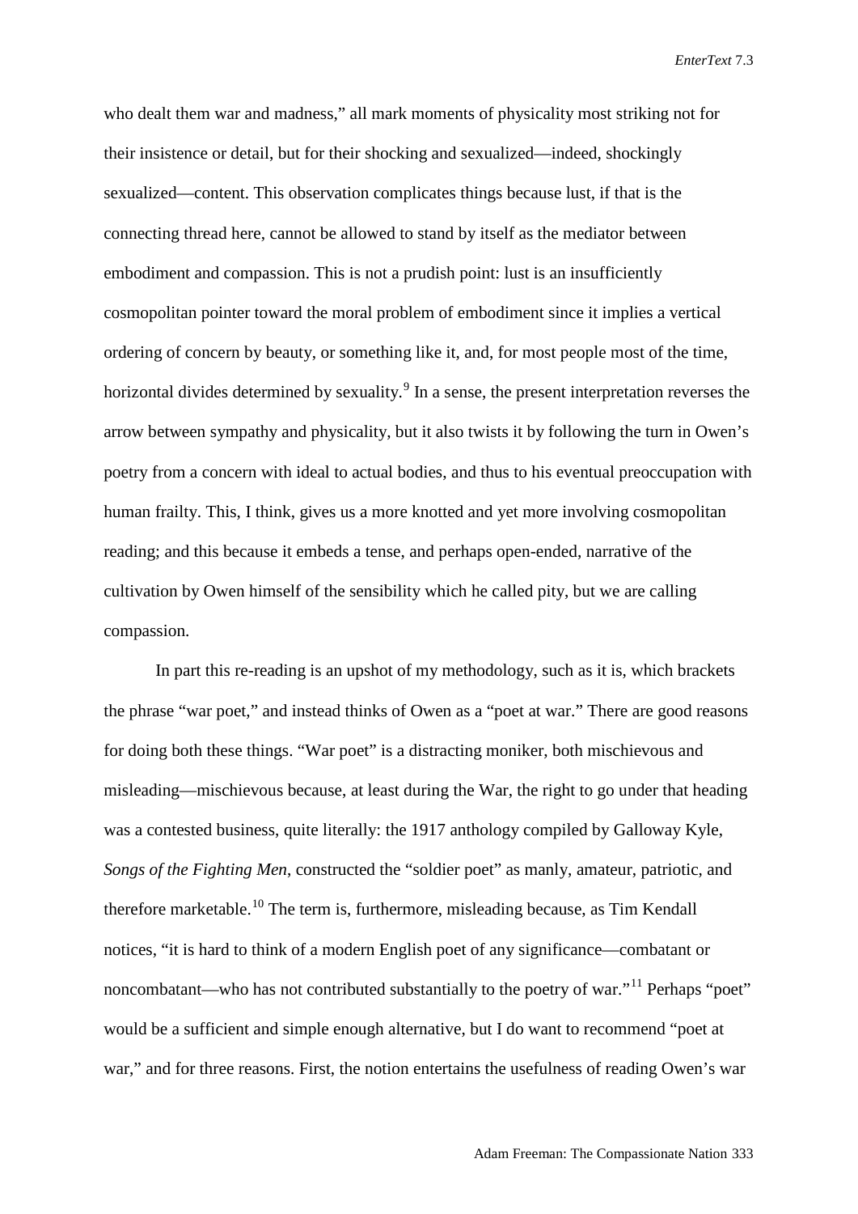who dealt them war and madness," all mark moments of physicality most striking not for their insistence or detail, but for their shocking and sexualized—indeed, shockingly sexualized—content. This observation complicates things because lust, if that is the connecting thread here, cannot be allowed to stand by itself as the mediator between embodiment and compassion. This is not a prudish point: lust is an insufficiently cosmopolitan pointer toward the moral problem of embodiment since it implies a vertical ordering of concern by beauty, or something like it, and, for most people most of the time, horizontal divides determined by sexuality.[9] In a sense, the present interpretation reverses the arrow between sympathy and physicality, but it also twists it by following the turn in Owen's poetry from a concern with ideal to actual bodies, and thus to his eventual preoccupation with human frailty. This, I think, gives us a more knotted and yet more involving cosmopolitan reading; and this because it embeds a tense, and perhaps open-ended, narrative of the cultivation by Owen himself of the sensibility which he called pity, but we are calling compassion.

In part this re-reading is an upshot of my methodology, such as it is, which brackets the phrase "war poet," and instead thinks of Owen as a "poet at war." There are good reasons for doing both these things. "War poet" is a distracting moniker, both mischievous and misleading—mischievous because, at least during the War, the right to go under that heading was a contested business, quite literally: the 1917 anthology compiled by Galloway Kyle, *Songs of the Fighting Men*, constructed the "soldier poet" as manly, amateur, patriotic, and therefore marketable.[10] The term is, furthermore, misleading because, as Tim Kendall notices, "it is hard to think of a modern English poet of any significance—combatant or noncombatant—who has not contributed substantially to the poetry of war."[11] Perhaps "poet" would be a sufficient and simple enough alternative, but I do want to recommend "poet at war," and for three reasons. First, the notion entertains the usefulness of reading Owen's war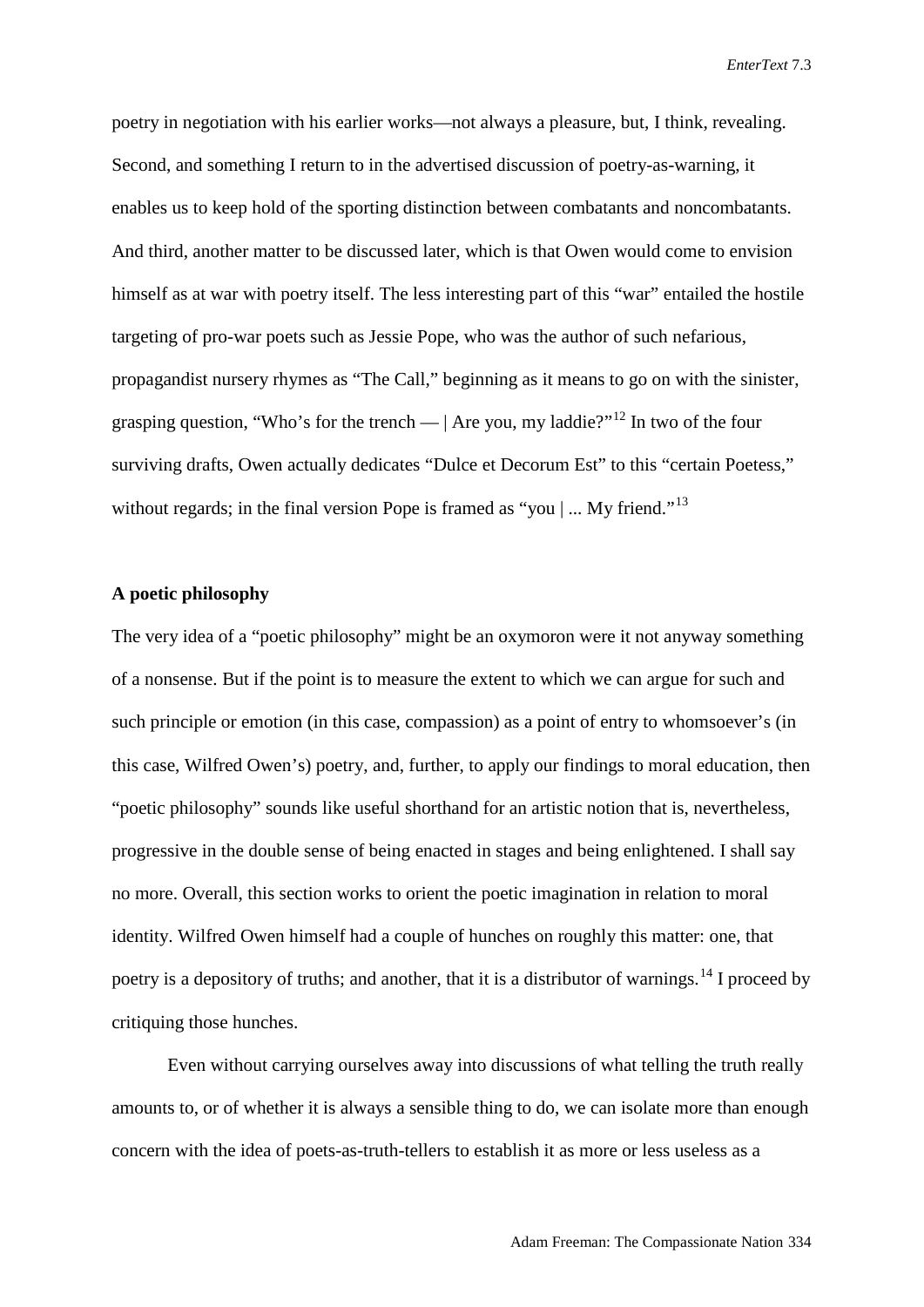poetry in negotiation with his earlier works—not always a pleasure, but, I think, revealing. Second, and something I return to in the advertised discussion of poetry-as-warning, it enables us to keep hold of the sporting distinction between combatants and noncombatants. And third, another matter to be discussed later, which is that Owen would come to envision himself as at war with poetry itself. The less interesting part of this "war" entailed the hostile targeting of pro-war poets such as Jessie Pope, who was the author of such nefarious, propagandist nursery rhymes as "The Call," beginning as it means to go on with the sinister, grasping question, "Who's for the trench — | Are you, my laddie?"[12] In two of the four surviving drafts, Owen actually dedicates "Dulce et Decorum Est" to this "certain Poetess," without regards; in the final version Pope is framed as "you | ... My friend."[13]

## A poetic philosophy

The very idea of a "poetic philosophy" might be an oxymoron were it not anyway something of a nonsense. But if the point is to measure the extent to which we can argue for such and such principle or emotion (in this case, compassion) as a point of entry to whomsoever's (in this case, Wilfred Owen's) poetry, and, further, to apply our findings to moral education, then "poetic philosophy" sounds like useful shorthand for an artistic notion that is, nevertheless, progressive in the double sense of being enacted in stages and being enlightened. I shall say no more. Overall, this section works to orient the poetic imagination in relation to moral identity. Wilfred Owen himself had a couple of hunches on roughly this matter: one, that poetry is a depository of truths; and another, that it is a distributor of warnings.[14] I proceed by critiquing those hunches.

Even without carrying ourselves away into discussions of what telling the truth really amounts to, or of whether it is always a sensible thing to do, we can isolate more than enough concern with the idea of poets-as-truth-tellers to establish it as more or less useless as a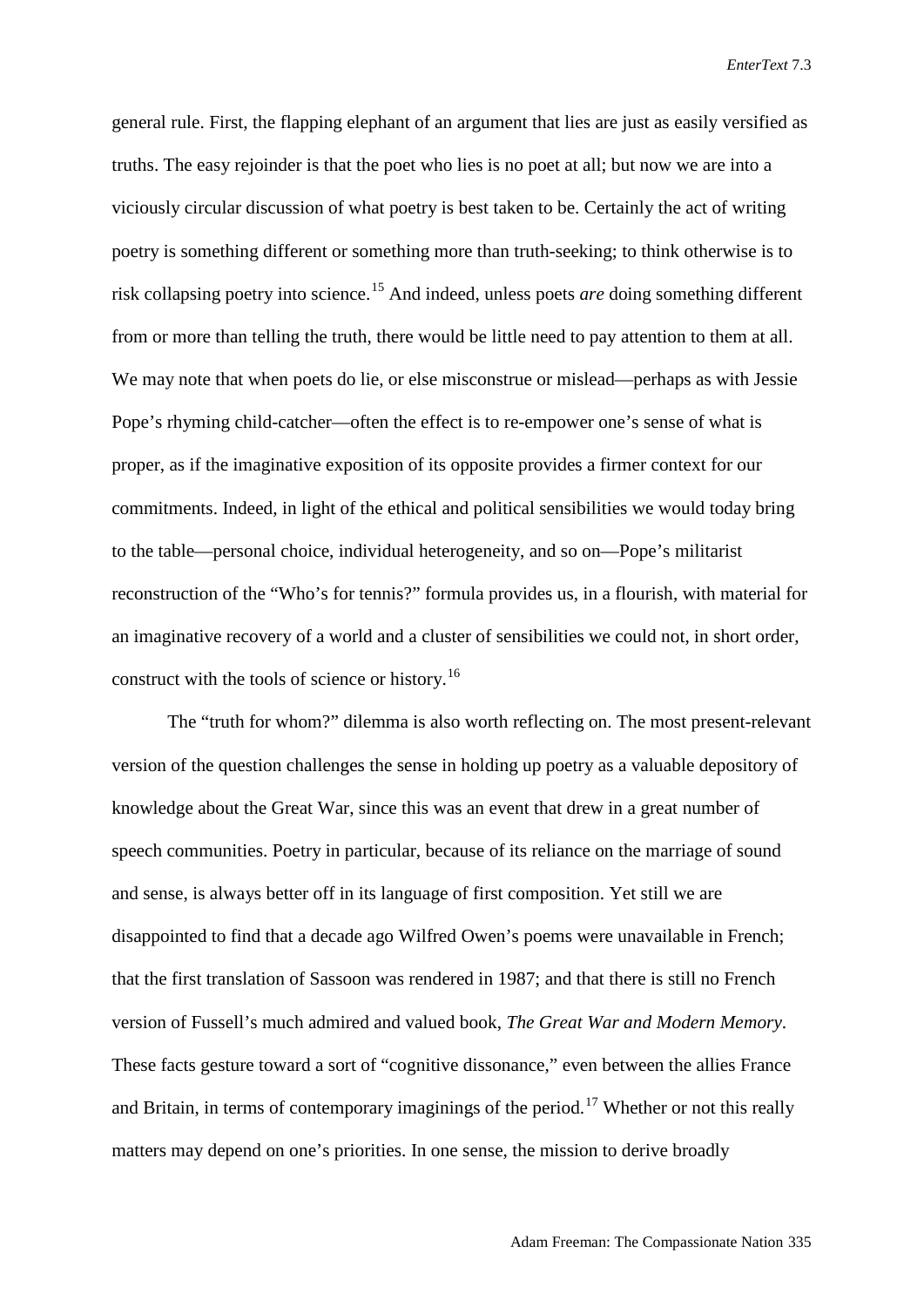general rule. First, the flapping elephant of an argument that lies are just as easily versified as truths. The easy rejoinder is that the poet who lies is no poet at all; but now we are into a viciously circular discussion of what poetry is best taken to be. Certainly the act of writing poetry is something different or something more than truth-seeking; to think otherwise is to risk collapsing poetry into science.[15] And indeed, unless poets *are* doing something different from or more than telling the truth, there would be little need to pay attention to them at all. We may note that when poets do lie, or else misconstrue or mislead—perhaps as with Jessie Pope's rhyming child-catcher—often the effect is to re-empower one's sense of what is proper, as if the imaginative exposition of its opposite provides a firmer context for our commitments. Indeed, in light of the ethical and political sensibilities we would today bring to the table—personal choice, individual heterogeneity, and so on—Pope's militarist reconstruction of the "Who's for tennis?" formula provides us, in a flourish, with material for an imaginative recovery of a world and a cluster of sensibilities we could not, in short order, construct with the tools of science or history.[16]

The "truth for whom?" dilemma is also worth reflecting on. The most present-relevant version of the question challenges the sense in holding up poetry as a valuable depository of knowledge about the Great War, since this was an event that drew in a great number of speech communities. Poetry in particular, because of its reliance on the marriage of sound and sense, is always better off in its language of first composition. Yet still we are disappointed to find that a decade ago Wilfred Owen's poems were unavailable in French; that the first translation of Sassoon was rendered in 1987; and that there is still no French version of Fussell's much admired and valued book, *The Great War and Modern Memory*. These facts gesture toward a sort of "cognitive dissonance," even between the allies France and Britain, in terms of contemporary imaginings of the period.[17] Whether or not this really matters may depend on one's priorities. In one sense, the mission to derive broadly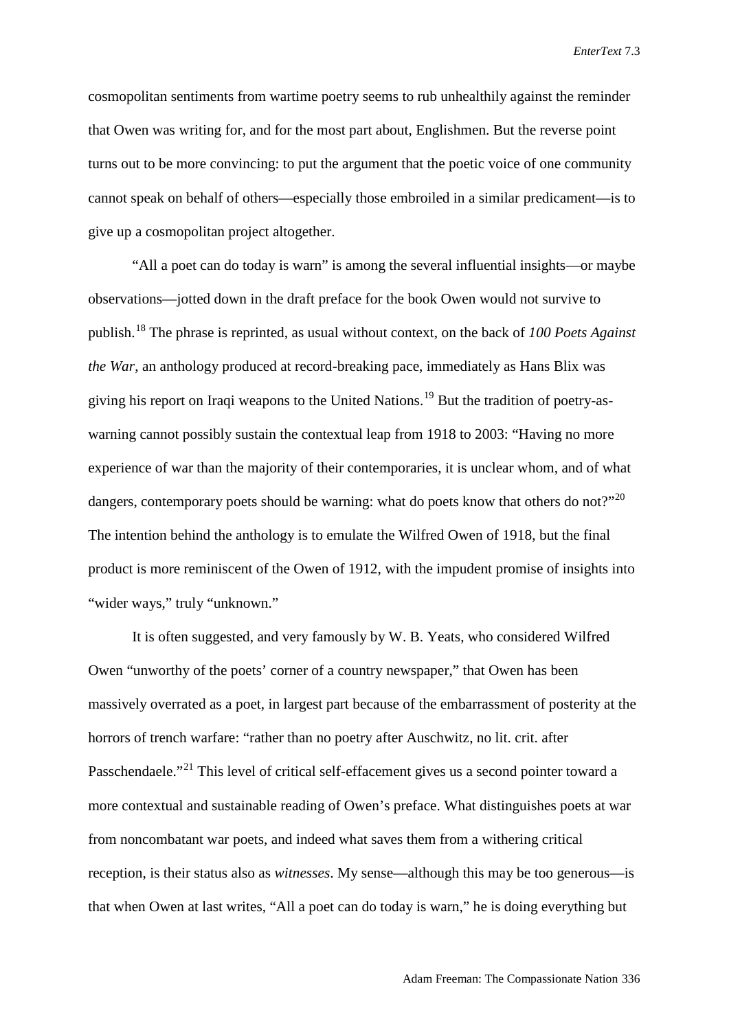cosmopolitan sentiments from wartime poetry seems to rub unhealthily against the reminder that Owen was writing for, and for the most part about, Englishmen. But the reverse point turns out to be more convincing: to put the argument that the poetic voice of one community cannot speak on behalf of others—especially those embroiled in a similar predicament—is to give up a cosmopolitan project altogether.

"All a poet can do today is warn" is among the several influential insights—or maybe observations—jotted down in the draft preface for the book Owen would not survive to publish.[18] The phrase is reprinted, as usual without context, on the back of *100 Poets Against the War*, an anthology produced at record-breaking pace, immediately as Hans Blix was giving his report on Iraqi weapons to the United Nations.[19] But the tradition of poetry-as-warning cannot possibly sustain the contextual leap from 1918 to 2003: "Having no more experience of war than the majority of their contemporaries, it is unclear whom, and of what dangers, contemporary poets should be warning: what do poets know that others do not?"[20] The intention behind the anthology is to emulate the Wilfred Owen of 1918, but the final product is more reminiscent of the Owen of 1912, with the impudent promise of insights into "wider ways," truly "unknown."

It is often suggested, and very famously by W. B. Yeats, who considered Wilfred Owen "unworthy of the poets' corner of a country newspaper," that Owen has been massively overrated as a poet, in largest part because of the embarrassment of posterity at the horrors of trench warfare: "rather than no poetry after Auschwitz, no lit. crit. after Passchendaele."[21] This level of critical self-effacement gives us a second pointer toward a more contextual and sustainable reading of Owen's preface. What distinguishes poets at war from noncombatant war poets, and indeed what saves them from a withering critical reception, is their status also as *witnesses*. My sense—although this may be too generous—is that when Owen at last writes, "All a poet can do today is warn," he is doing everything but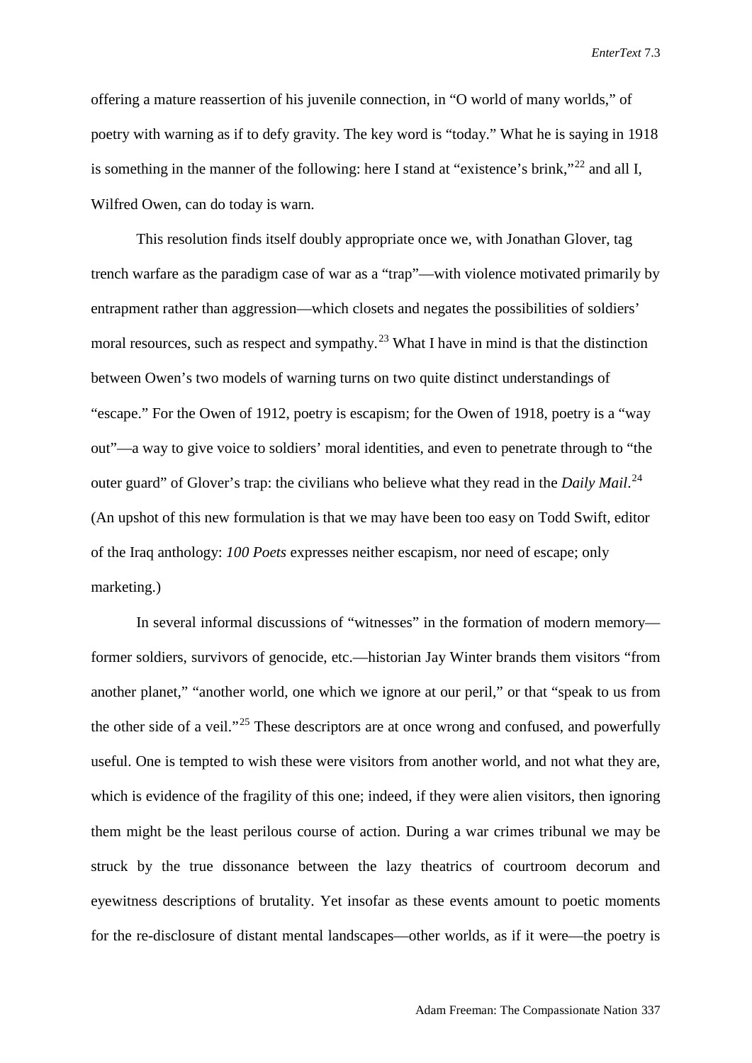offering a mature reassertion of his juvenile connection, in "O world of many worlds," of poetry with warning as if to defy gravity. The key word is "today." What he is saying in 1918 is something in the manner of the following: here I stand at "existence's brink,"[22] and all I, Wilfred Owen, can do today is warn.

This resolution finds itself doubly appropriate once we, with Jonathan Glover, tag trench warfare as the paradigm case of war as a "trap"—with violence motivated primarily by entrapment rather than aggression—which closets and negates the possibilities of soldiers' moral resources, such as respect and sympathy.[23] What I have in mind is that the distinction between Owen's two models of warning turns on two quite distinct understandings of "escape." For the Owen of 1912, poetry is escapism; for the Owen of 1918, poetry is a "way out"—a way to give voice to soldiers' moral identities, and even to penetrate through to "the outer guard" of Glover's trap: the civilians who believe what they read in the *Daily Mail*.[24] (An upshot of this new formulation is that we may have been too easy on Todd Swift, editor of the Iraq anthology: *100 Poets* expresses neither escapism, nor need of escape; only marketing.)

In several informal discussions of "witnesses" in the formation of modern memory—former soldiers, survivors of genocide, etc.—historian Jay Winter brands them visitors "from another planet," "another world, one which we ignore at our peril," or that "speak to us from the other side of a veil."[25] These descriptors are at once wrong and confused, and powerfully useful. One is tempted to wish these were visitors from another world, and not what they are, which is evidence of the fragility of this one; indeed, if they were alien visitors, then ignoring them might be the least perilous course of action. During a war crimes tribunal we may be struck by the true dissonance between the lazy theatrics of courtroom decorum and eyewitness descriptions of brutality. Yet insofar as these events amount to poetic moments for the re-disclosure of distant mental landscapes—other worlds, as if it were—the poetry is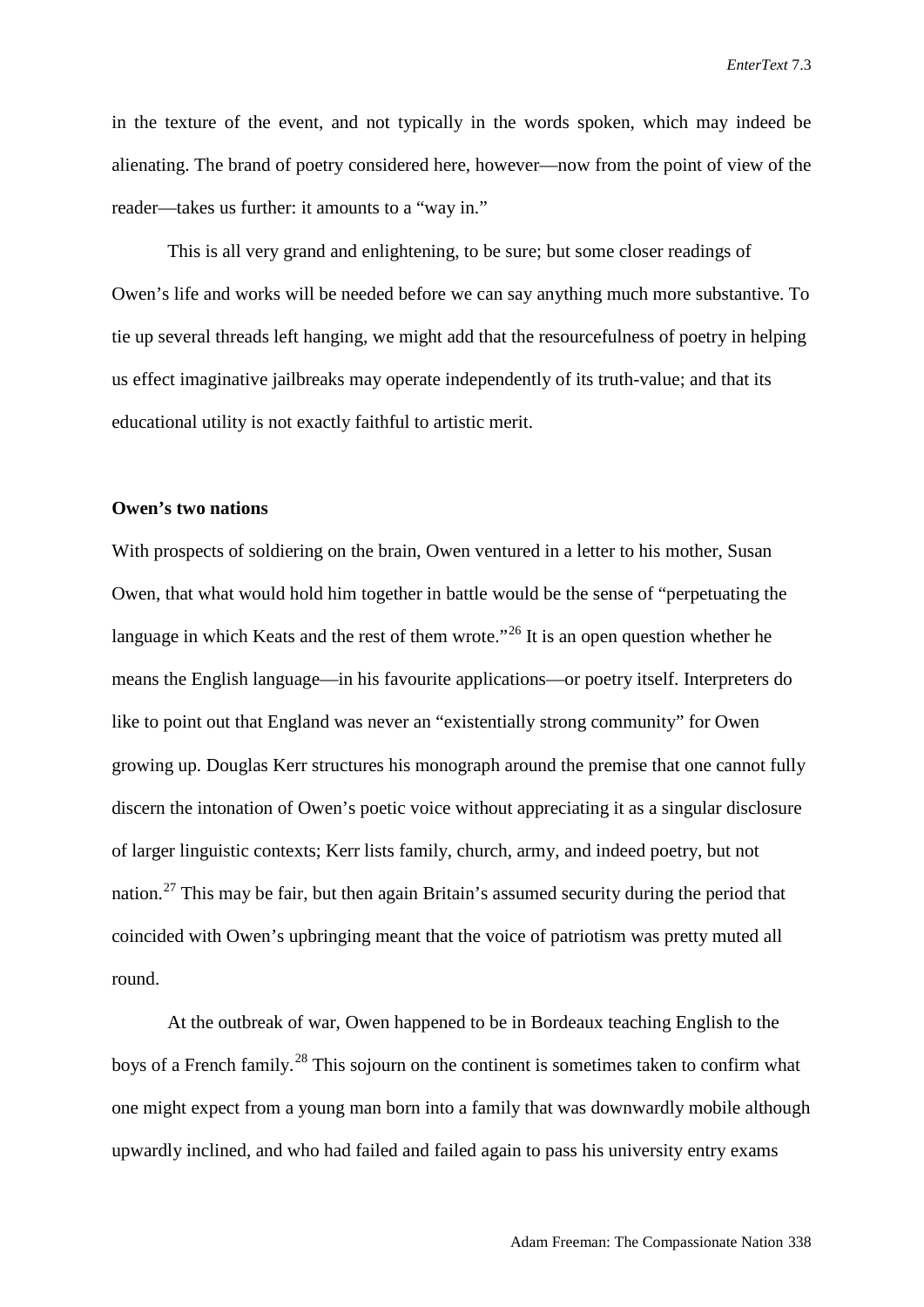in the texture of the event, and not typically in the words spoken, which may indeed be alienating. The brand of poetry considered here, however—now from the point of view of the reader—takes us further: it amounts to a "way in."

This is all very grand and enlightening, to be sure; but some closer readings of Owen's life and works will be needed before we can say anything much more substantive. To tie up several threads left hanging, we might add that the resourcefulness of poetry in helping us effect imaginative jailbreaks may operate independently of its truth-value; and that its educational utility is not exactly faithful to artistic merit.

**Owen's two nations**

With prospects of soldiering on the brain, Owen ventured in a letter to his mother, Susan Owen, that what would hold him together in battle would be the sense of "perpetuating the language in which Keats and the rest of them wrote."[26] It is an open question whether he means the English language—in his favourite applications—or poetry itself. Interpreters do like to point out that England was never an "existentially strong community" for Owen growing up. Douglas Kerr structures his monograph around the premise that one cannot fully discern the intonation of Owen's poetic voice without appreciating it as a singular disclosure of larger linguistic contexts; Kerr lists family, church, army, and indeed poetry, but not nation.[27] This may be fair, but then again Britain's assumed security during the period that coincided with Owen's upbringing meant that the voice of patriotism was pretty muted all round.

At the outbreak of war, Owen happened to be in Bordeaux teaching English to the boys of a French family.[28] This sojourn on the continent is sometimes taken to confirm what one might expect from a young man born into a family that was downwardly mobile although upwardly inclined, and who had failed and failed again to pass his university entry exams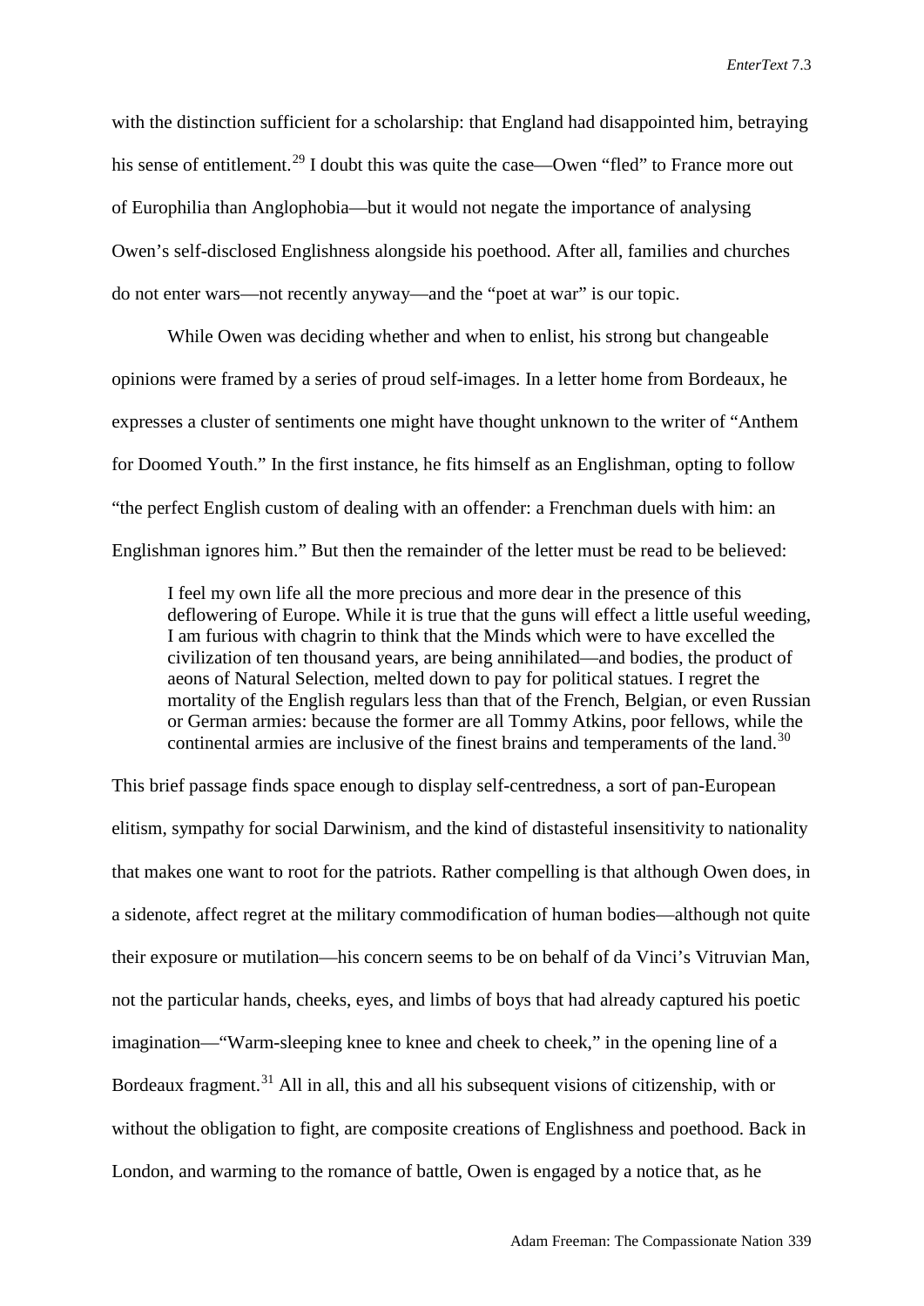with the distinction sufficient for a scholarship: that England had disappointed him, betraying his sense of entitlement.[29] I doubt this was quite the case—Owen "fled" to France more out of Europhilia than Anglophobia—but it would not negate the importance of analysing Owen's self-disclosed Englishness alongside his poethood. After all, families and churches do not enter wars—not recently anyway—and the "poet at war" is our topic.

While Owen was deciding whether and when to enlist, his strong but changeable opinions were framed by a series of proud self-images. In a letter home from Bordeaux, he expresses a cluster of sentiments one might have thought unknown to the writer of "Anthem for Doomed Youth." In the first instance, he fits himself as an Englishman, opting to follow "the perfect English custom of dealing with an offender: a Frenchman duels with him: an Englishman ignores him." But then the remainder of the letter must be read to be believed:

> I feel my own life all the more precious and more dear in the presence of this deflowering of Europe. While it is true that the guns will effect a little useful weeding, I am furious with chagrin to think that the Minds which were to have excelled the civilization of ten thousand years, are being annihilated—and bodies, the product of aeons of Natural Selection, melted down to pay for political statues. I regret the mortality of the English regulars less than that of the French, Belgian, or even Russian or German armies: because the former are all Tommy Atkins, poor fellows, while the continental armies are inclusive of the finest brains and temperaments of the land.[30]

This brief passage finds space enough to display self-centredness, a sort of pan-European elitism, sympathy for social Darwinism, and the kind of distasteful insensitivity to nationality that makes one want to root for the patriots. Rather compelling is that although Owen does, in a sidenote, affect regret at the military commodification of human bodies—although not quite their exposure or mutilation—his concern seems to be on behalf of da Vinci's Vitruvian Man, not the particular hands, cheeks, eyes, and limbs of boys that had already captured his poetic imagination—"Warm-sleeping knee to knee and cheek to cheek," in the opening line of a Bordeaux fragment.[31] All in all, this and all his subsequent visions of citizenship, with or without the obligation to fight, are composite creations of Englishness and poethood. Back in London, and warming to the romance of battle, Owen is engaged by a notice that, as he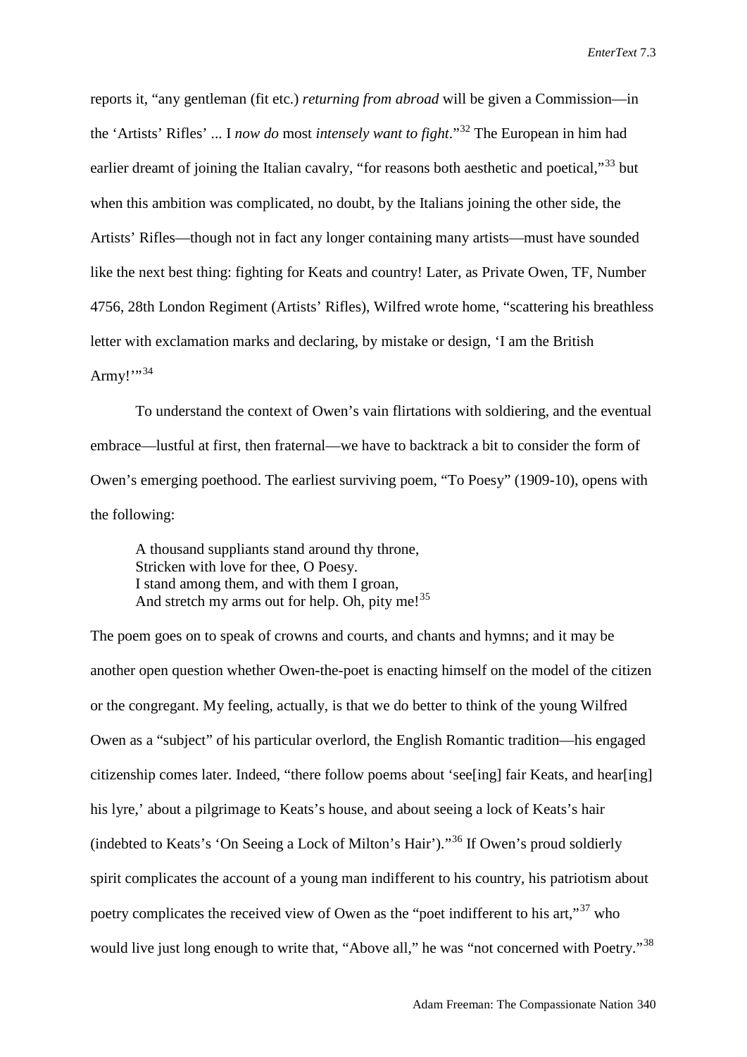reports it, "any gentleman (fit etc.) *returning from abroad* will be given a Commission—in the 'Artists' Rifles' ... I *now do* most *intensely want to fight*."[32] The European in him had earlier dreamt of joining the Italian cavalry, "for reasons both aesthetic and poetical,"[33] but when this ambition was complicated, no doubt, by the Italians joining the other side, the Artists' Rifles—though not in fact any longer containing many artists—must have sounded like the next best thing: fighting for Keats and country! Later, as Private Owen, TF, Number 4756, 28th London Regiment (Artists' Rifles), Wilfred wrote home, "scattering his breathless letter with exclamation marks and declaring, by mistake or design, 'I am the British Army!'"[34]

To understand the context of Owen's vain flirtations with soldiering, and the eventual embrace—lustful at first, then fraternal—we have to backtrack a bit to consider the form of Owen's emerging poethood. The earliest surviving poem, "To Poesy" (1909-10), opens with the following:

> A thousand suppliants stand around thy throne,
> Stricken with love for thee, O Poesy.
> I stand among them, and with them I groan,
> And stretch my arms out for help. Oh, pity me![35]

The poem goes on to speak of crowns and courts, and chants and hymns; and it may be another open question whether Owen-the-poet is enacting himself on the model of the citizen or the congregant. My feeling, actually, is that we do better to think of the young Wilfred Owen as a "subject" of his particular overlord, the English Romantic tradition—his engaged citizenship comes later. Indeed, "there follow poems about 'see[ing] fair Keats, and hear[ing] his lyre,' about a pilgrimage to Keats's house, and about seeing a lock of Keats's hair (indebted to Keats's 'On Seeing a Lock of Milton's Hair')."[36] If Owen's proud soldierly spirit complicates the account of a young man indifferent to his country, his patriotism about poetry complicates the received view of Owen as the "poet indifferent to his art,"[37] who would live just long enough to write that, "Above all," he was "not concerned with Poetry."[38]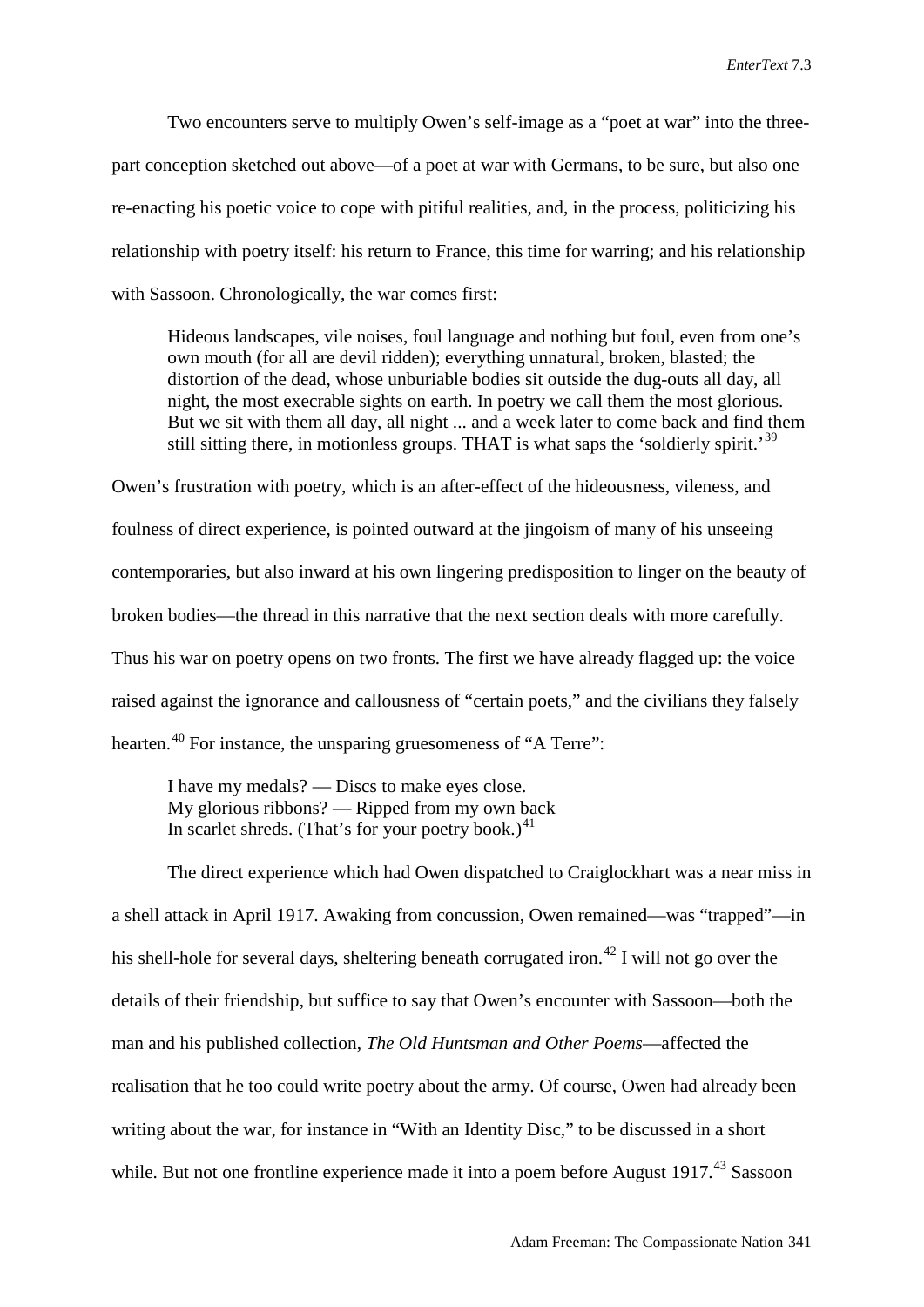Two encounters serve to multiply Owen's self-image as a "poet at war" into the three-part conception sketched out above—of a poet at war with Germans, to be sure, but also one re-enacting his poetic voice to cope with pitiful realities, and, in the process, politicizing his relationship with poetry itself: his return to France, this time for warring; and his relationship with Sassoon. Chronologically, the war comes first:

> Hideous landscapes, vile noises, foul language and nothing but foul, even from one's own mouth (for all are devil ridden); everything unnatural, broken, blasted; the distortion of the dead, whose unburiable bodies sit outside the dug-outs all day, all night, the most execrable sights on earth. In poetry we call them the most glorious. But we sit with them all day, all night ... and a week later to come back and find them still sitting there, in motionless groups. THAT is what saps the 'soldierly spirit.'[39]

Owen's frustration with poetry, which is an after-effect of the hideousness, vileness, and foulness of direct experience, is pointed outward at the jingoism of many of his unseeing contemporaries, but also inward at his own lingering predisposition to linger on the beauty of broken bodies—the thread in this narrative that the next section deals with more carefully. Thus his war on poetry opens on two fronts. The first we have already flagged up: the voice raised against the ignorance and callousness of "certain poets," and the civilians they falsely hearten.[40] For instance, the unsparing gruesomeness of "A Terre":

> I have my medals? — Discs to make eyes close.
> My glorious ribbons? — Ripped from my own back
> In scarlet shreds. (That's for your poetry book.)[41]

The direct experience which had Owen dispatched to Craiglockhart was a near miss in a shell attack in April 1917. Awaking from concussion, Owen remained—was "trapped"—in his shell-hole for several days, sheltering beneath corrugated iron.[42] I will not go over the details of their friendship, but suffice to say that Owen's encounter with Sassoon—both the man and his published collection, *The Old Huntsman and Other Poems*—affected the realisation that he too could write poetry about the army. Of course, Owen had already been writing about the war, for instance in "With an Identity Disc," to be discussed in a short while. But not one frontline experience made it into a poem before August 1917.[43] Sassoon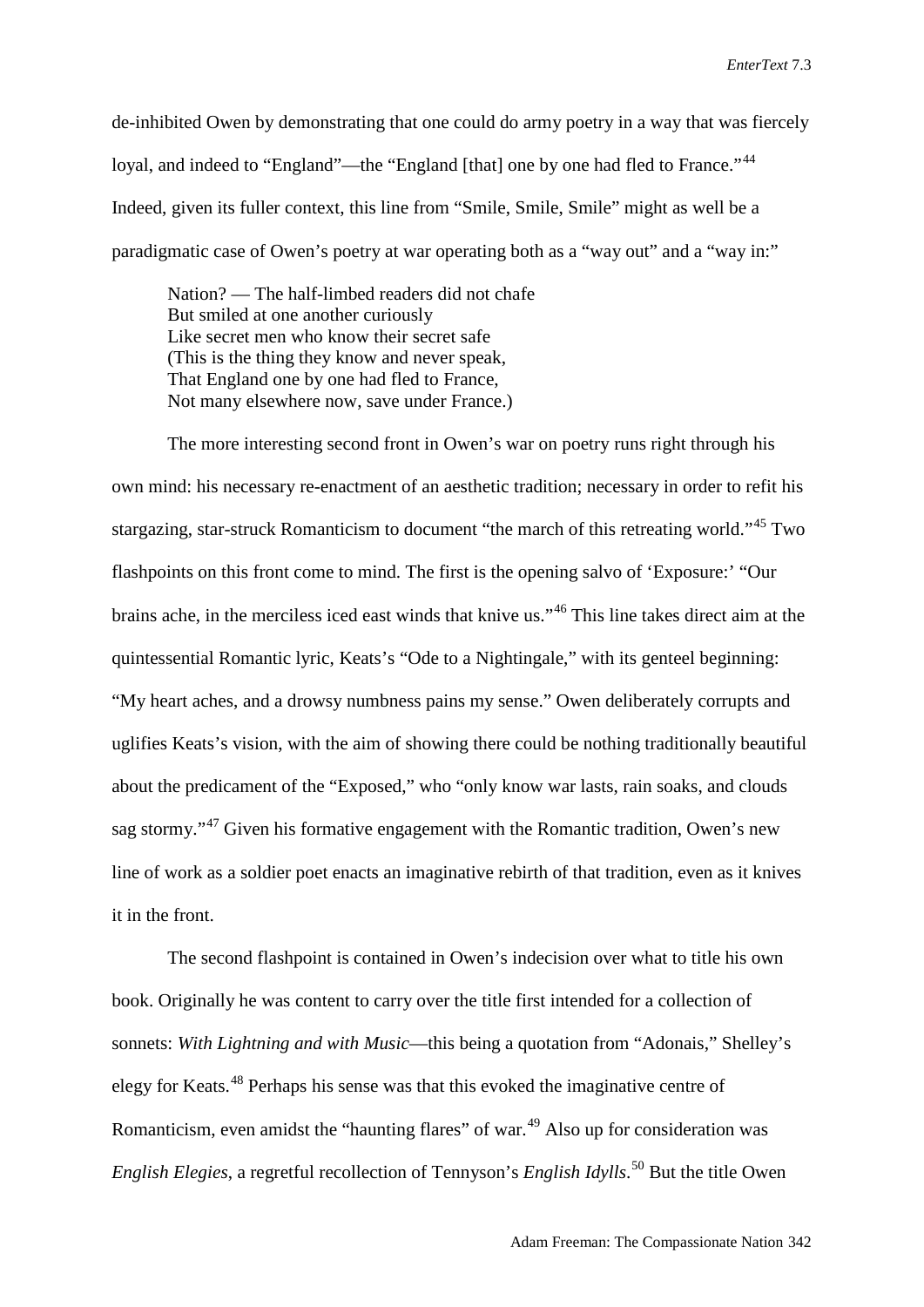de-inhibited Owen by demonstrating that one could do army poetry in a way that was fiercely loyal, and indeed to "England"—the "England [that] one by one had fled to France."[44] Indeed, given its fuller context, this line from "Smile, Smile, Smile" might as well be a paradigmatic case of Owen's poetry at war operating both as a "way out" and a "way in:"

> Nation? — The half-limbed readers did not chafe  
> But smiled at one another curiously  
> Like secret men who know their secret safe  
> (This is the thing they know and never speak,  
> That England one by one had fled to France,  
> Not many elsewhere now, save under France.)

The more interesting second front in Owen's war on poetry runs right through his own mind: his necessary re-enactment of an aesthetic tradition; necessary in order to refit his stargazing, star-struck Romanticism to document "the march of this retreating world."[45] Two flashpoints on this front come to mind. The first is the opening salvo of 'Exposure:' "Our brains ache, in the merciless iced east winds that knive us."[46] This line takes direct aim at the quintessential Romantic lyric, Keats's "Ode to a Nightingale," with its genteel beginning: "My heart aches, and a drowsy numbness pains my sense." Owen deliberately corrupts and uglifies Keats's vision, with the aim of showing there could be nothing traditionally beautiful about the predicament of the "Exposed," who "only know war lasts, rain soaks, and clouds sag stormy."[47] Given his formative engagement with the Romantic tradition, Owen's new line of work as a soldier poet enacts an imaginative rebirth of that tradition, even as it knives it in the front.

The second flashpoint is contained in Owen's indecision over what to title his own book. Originally he was content to carry over the title first intended for a collection of sonnets: *With Lightning and with Music*—this being a quotation from "Adonais," Shelley's elegy for Keats.[48] Perhaps his sense was that this evoked the imaginative centre of Romanticism, even amidst the "haunting flares" of war.[49] Also up for consideration was *English Elegies*, a regretful recollection of Tennyson's *English Idylls*.[50] But the title Owen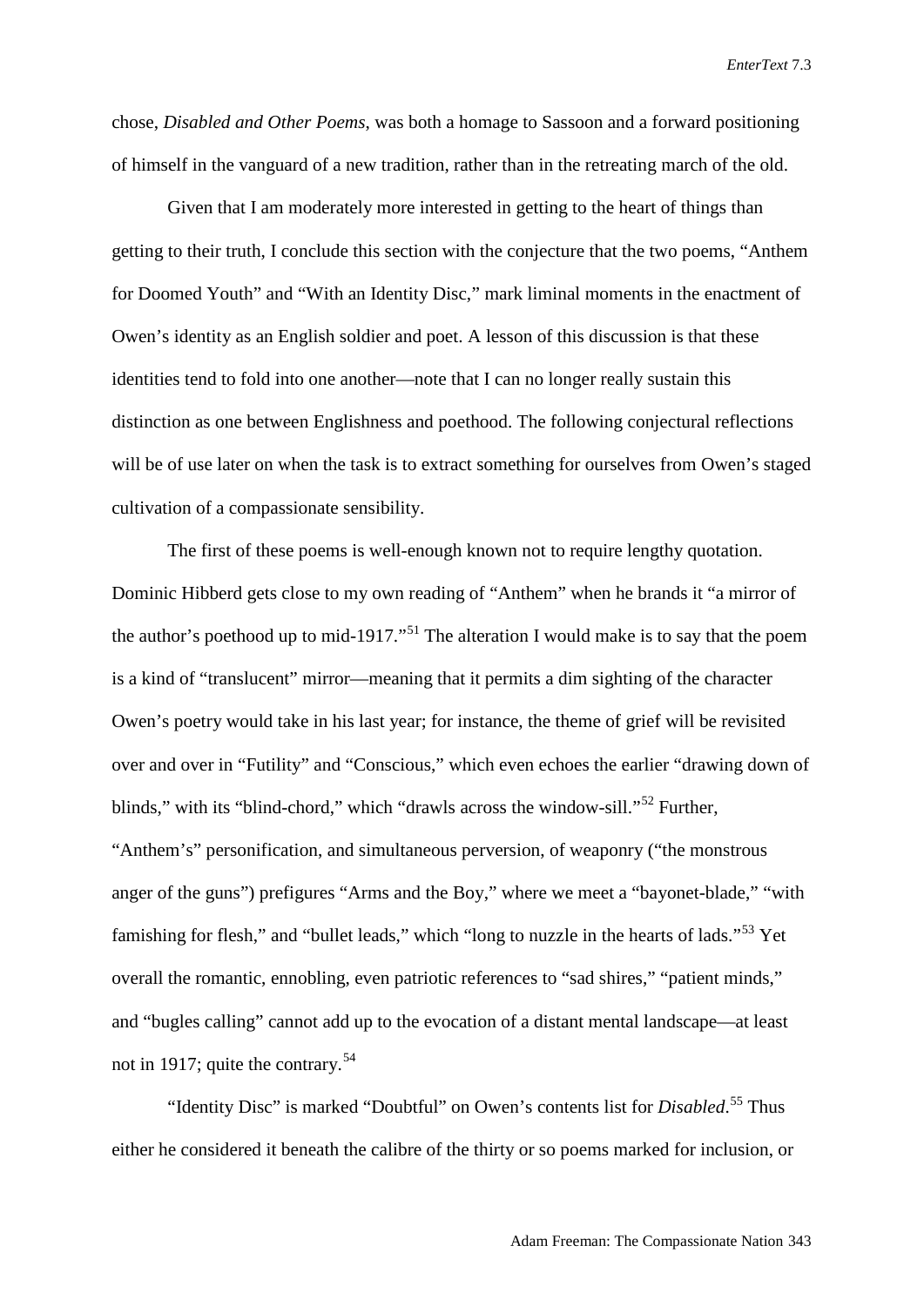chose, *Disabled and Other Poems*, was both a homage to Sassoon and a forward positioning of himself in the vanguard of a new tradition, rather than in the retreating march of the old.

Given that I am moderately more interested in getting to the heart of things than getting to their truth, I conclude this section with the conjecture that the two poems, "Anthem for Doomed Youth" and "With an Identity Disc," mark liminal moments in the enactment of Owen's identity as an English soldier and poet. A lesson of this discussion is that these identities tend to fold into one another—note that I can no longer really sustain this distinction as one between Englishness and poethood. The following conjectural reflections will be of use later on when the task is to extract something for ourselves from Owen's staged cultivation of a compassionate sensibility.

The first of these poems is well-enough known not to require lengthy quotation. Dominic Hibberd gets close to my own reading of "Anthem" when he brands it "a mirror of the author's poethood up to mid-1917."[51] The alteration I would make is to say that the poem is a kind of "translucent" mirror—meaning that it permits a dim sighting of the character Owen's poetry would take in his last year; for instance, the theme of grief will be revisited over and over in "Futility" and "Conscious," which even echoes the earlier "drawing down of blinds," with its "blind-chord," which "drawls across the window-sill."[52] Further, "Anthem's" personification, and simultaneous perversion, of weaponry ("the monstrous anger of the guns") prefigures "Arms and the Boy," where we meet a "bayonet-blade," "with famishing for flesh," and "bullet leads," which "long to nuzzle in the hearts of lads."[53] Yet overall the romantic, ennobling, even patriotic references to "sad shires," "patient minds," and "bugles calling" cannot add up to the evocation of a distant mental landscape—at least not in 1917; quite the contrary.[54]

"Identity Disc" is marked "Doubtful" on Owen's contents list for *Disabled*.[55] Thus either he considered it beneath the calibre of the thirty or so poems marked for inclusion, or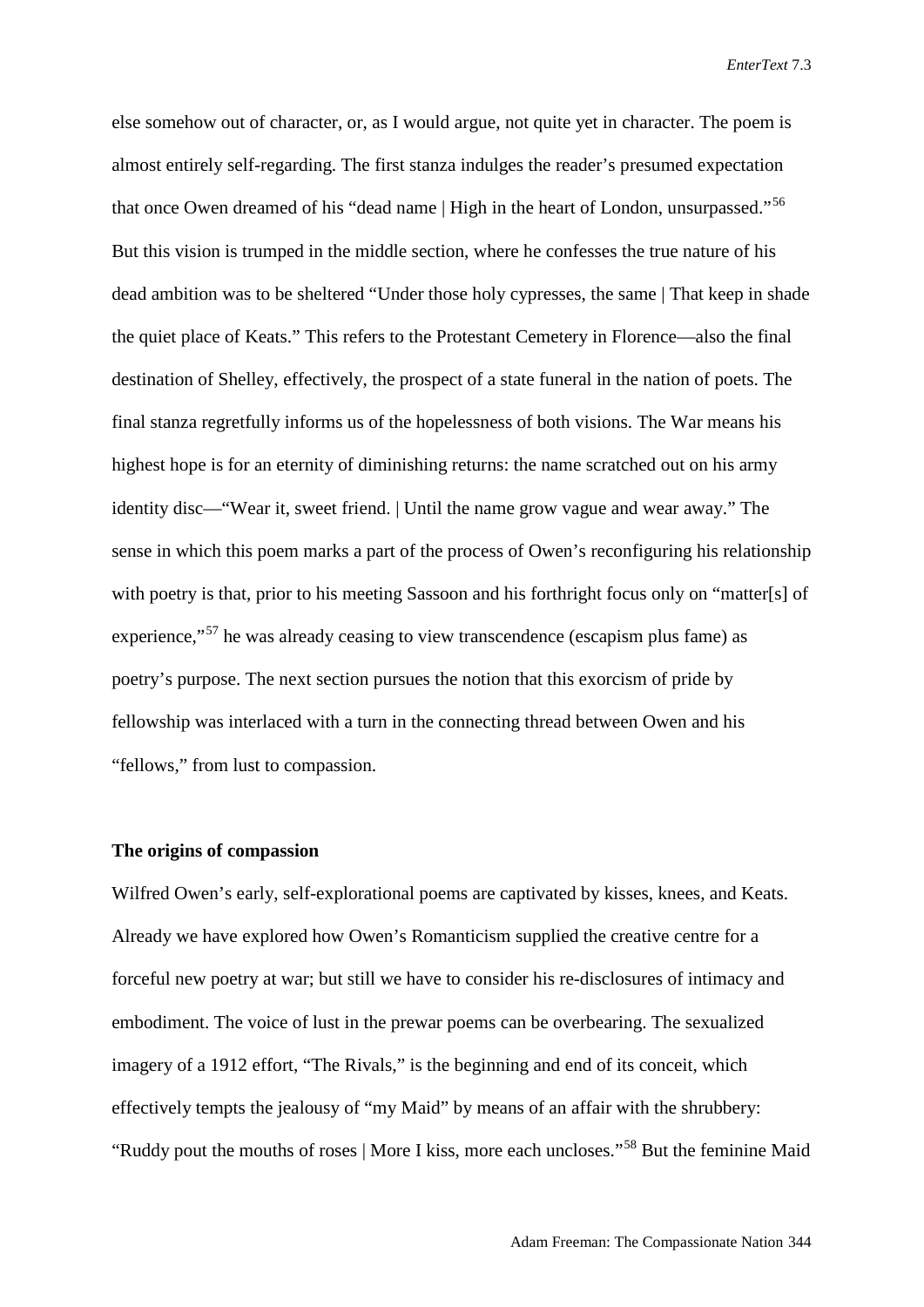else somehow out of character, or, as I would argue, not quite yet in character. The poem is almost entirely self-regarding. The first stanza indulges the reader's presumed expectation that once Owen dreamed of his "dead name | High in the heart of London, unsurpassed."[56] But this vision is trumped in the middle section, where he confesses the true nature of his dead ambition was to be sheltered "Under those holy cypresses, the same | That keep in shade the quiet place of Keats." This refers to the Protestant Cemetery in Florence—also the final destination of Shelley, effectively, the prospect of a state funeral in the nation of poets. The final stanza regretfully informs us of the hopelessness of both visions. The War means his highest hope is for an eternity of diminishing returns: the name scratched out on his army identity disc—"Wear it, sweet friend. | Until the name grow vague and wear away." The sense in which this poem marks a part of the process of Owen's reconfiguring his relationship with poetry is that, prior to his meeting Sassoon and his forthright focus only on "matter[s] of experience,"[57] he was already ceasing to view transcendence (escapism plus fame) as poetry's purpose. The next section pursues the notion that this exorcism of pride by fellowship was interlaced with a turn in the connecting thread between Owen and his "fellows," from lust to compassion.

**The origins of compassion**

Wilfred Owen's early, self-explorational poems are captivated by kisses, knees, and Keats. Already we have explored how Owen's Romanticism supplied the creative centre for a forceful new poetry at war; but still we have to consider his re-disclosures of intimacy and embodiment. The voice of lust in the prewar poems can be overbearing. The sexualized imagery of a 1912 effort, "The Rivals," is the beginning and end of its conceit, which effectively tempts the jealousy of "my Maid" by means of an affair with the shrubbery: "Ruddy pout the mouths of roses | More I kiss, more each uncloses."[58] But the feminine Maid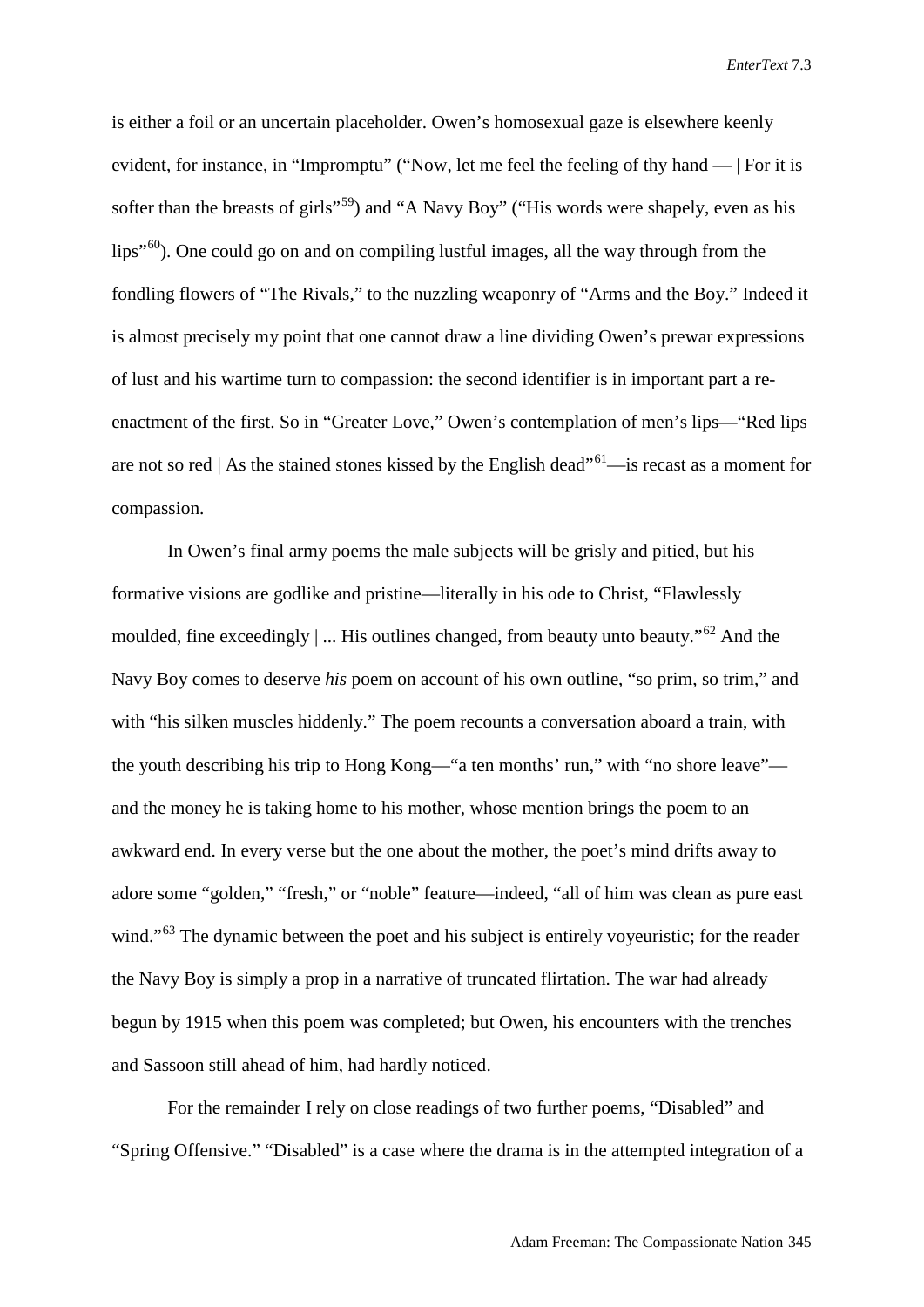is either a foil or an uncertain placeholder. Owen's homosexual gaze is elsewhere keenly evident, for instance, in "Impromptu" ("Now, let me feel the feeling of thy hand — | For it is softer than the breasts of girls"[59]) and "A Navy Boy" ("His words were shapely, even as his lips"[60]). One could go on and on compiling lustful images, all the way through from the fondling flowers of "The Rivals," to the nuzzling weaponry of "Arms and the Boy." Indeed it is almost precisely my point that one cannot draw a line dividing Owen's prewar expressions of lust and his wartime turn to compassion: the second identifier is in important part a re-enactment of the first. So in "Greater Love," Owen's contemplation of men's lips—"Red lips are not so red | As the stained stones kissed by the English dead"[61]—is recast as a moment for compassion.

In Owen's final army poems the male subjects will be grisly and pitied, but his formative visions are godlike and pristine—literally in his ode to Christ, "Flawlessly moulded, fine exceedingly | ... His outlines changed, from beauty unto beauty."[62] And the Navy Boy comes to deserve *his* poem on account of his own outline, "so prim, so trim," and with "his silken muscles hiddenly." The poem recounts a conversation aboard a train, with the youth describing his trip to Hong Kong—"a ten months' run," with "no shore leave"—and the money he is taking home to his mother, whose mention brings the poem to an awkward end. In every verse but the one about the mother, the poet's mind drifts away to adore some "golden," "fresh," or "noble" feature—indeed, "all of him was clean as pure east wind."[63] The dynamic between the poet and his subject is entirely voyeuristic; for the reader the Navy Boy is simply a prop in a narrative of truncated flirtation. The war had already begun by 1915 when this poem was completed; but Owen, his encounters with the trenches and Sassoon still ahead of him, had hardly noticed.

For the remainder I rely on close readings of two further poems, "Disabled" and "Spring Offensive." "Disabled" is a case where the drama is in the attempted integration of a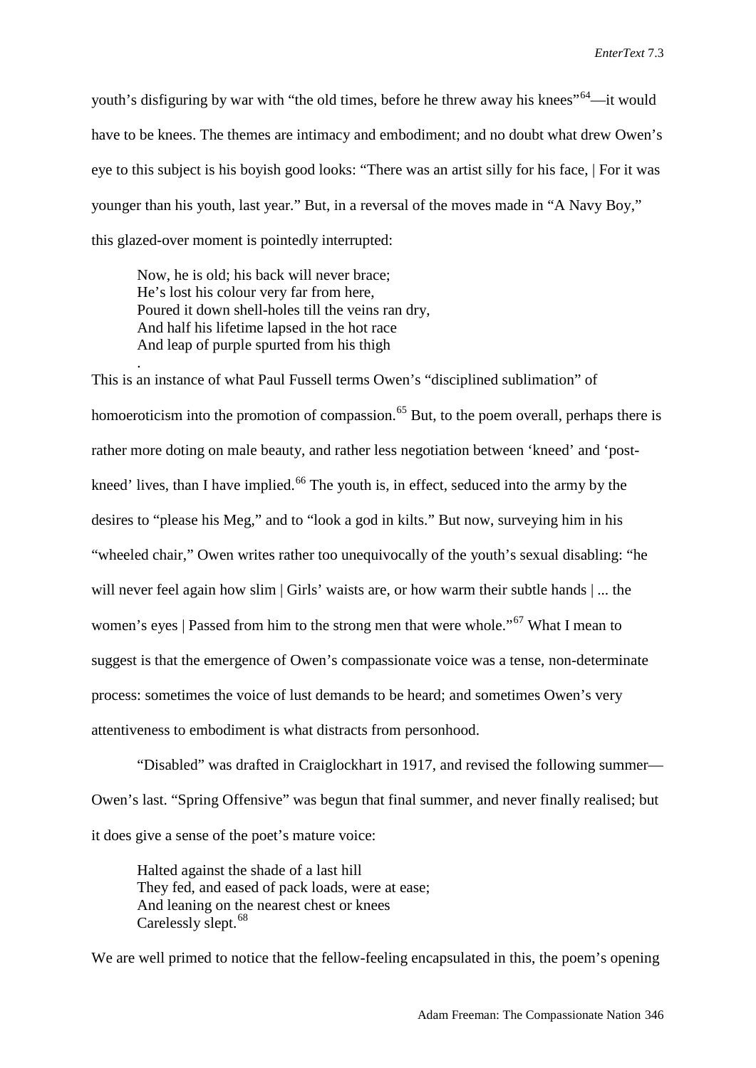youth's disfiguring by war with "the old times, before he threw away his knees"[64]—it would have to be knees. The themes are intimacy and embodiment; and no doubt what drew Owen's eye to this subject is his boyish good looks: "There was an artist silly for his face, | For it was younger than his youth, last year." But, in a reversal of the moves made in "A Navy Boy," this glazed-over moment is pointedly interrupted:

> Now, he is old; his back will never brace;
> He's lost his colour very far from here,
> Poured it down shell-holes till the veins ran dry,
> And half his lifetime lapsed in the hot race
> And leap of purple spurted from his thigh
> .

This is an instance of what Paul Fussell terms Owen's "disciplined sublimation" of homoeroticism into the promotion of compassion.[65] But, to the poem overall, perhaps there is rather more doting on male beauty, and rather less negotiation between 'kneed' and 'post-kneed' lives, than I have implied.[66] The youth is, in effect, seduced into the army by the desires to "please his Meg," and to "look a god in kilts." But now, surveying him in his "wheeled chair," Owen writes rather too unequivocally of the youth's sexual disabling: "he will never feel again how slim | Girls' waists are, or how warm their subtle hands | ... the women's eyes | Passed from him to the strong men that were whole."[67] What I mean to suggest is that the emergence of Owen's compassionate voice was a tense, non-determinate process: sometimes the voice of lust demands to be heard; and sometimes Owen's very attentiveness to embodiment is what distracts from personhood.

"Disabled" was drafted in Craiglockhart in 1917, and revised the following summer—Owen's last. "Spring Offensive" was begun that final summer, and never finally realised; but it does give a sense of the poet's mature voice:

> Halted against the shade of a last hill
> They fed, and eased of pack loads, were at ease;
> And leaning on the nearest chest or knees
> Carelessly slept.[68]

We are well primed to notice that the fellow-feeling encapsulated in this, the poem's opening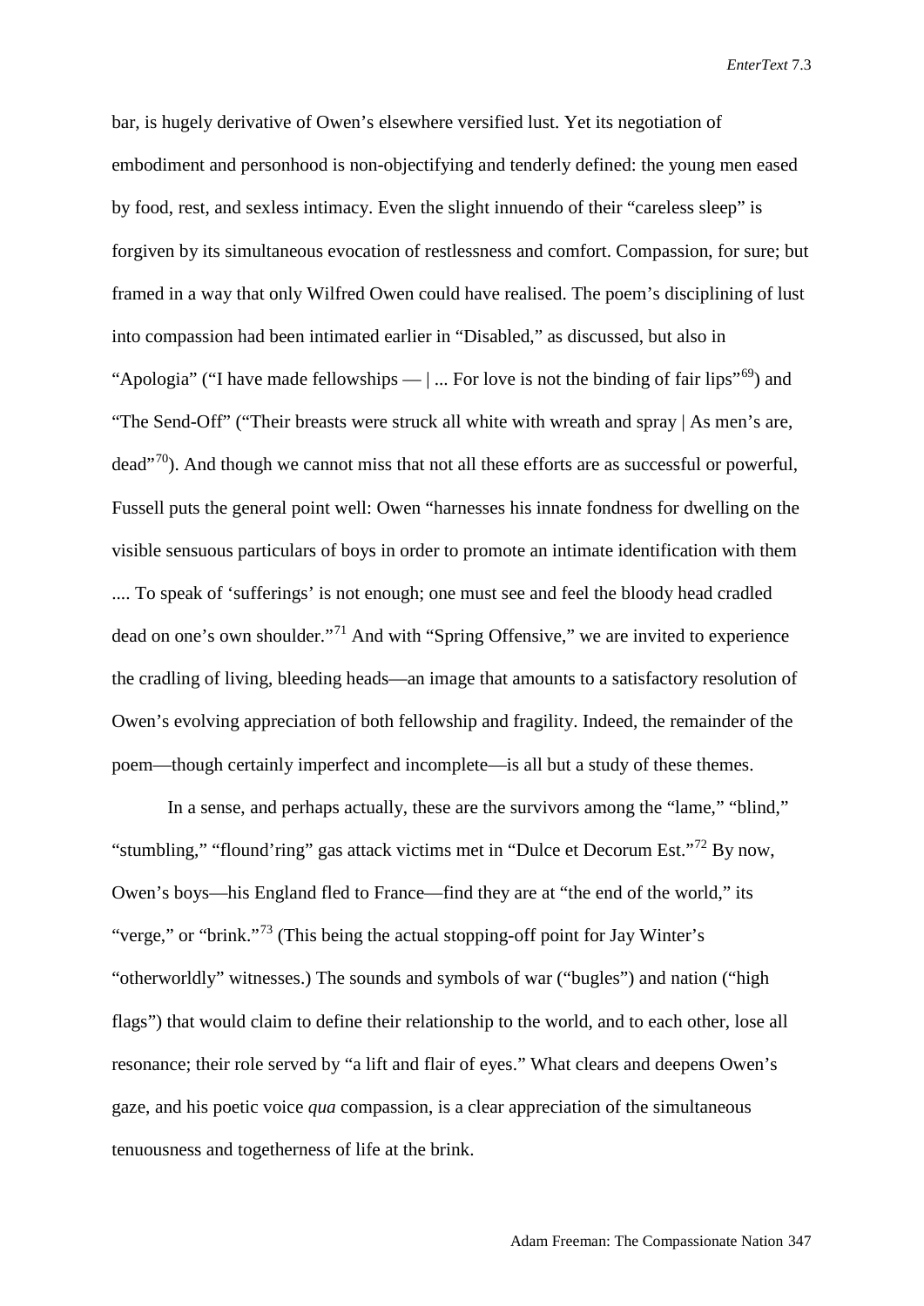bar, is hugely derivative of Owen's elsewhere versified lust. Yet its negotiation of embodiment and personhood is non-objectifying and tenderly defined: the young men eased by food, rest, and sexless intimacy. Even the slight innuendo of their "careless sleep" is forgiven by its simultaneous evocation of restlessness and comfort. Compassion, for sure; but framed in a way that only Wilfred Owen could have realised. The poem's disciplining of lust into compassion had been intimated earlier in "Disabled," as discussed, but also in "Apologia" ("I have made fellowships — | ... For love is not the binding of fair lips"[69]) and "The Send-Off" ("Their breasts were struck all white with wreath and spray | As men's are, dead"[70]). And though we cannot miss that not all these efforts are as successful or powerful, Fussell puts the general point well: Owen "harnesses his innate fondness for dwelling on the visible sensuous particulars of boys in order to promote an intimate identification with them .... To speak of 'sufferings' is not enough; one must see and feel the bloody head cradled dead on one's own shoulder."[71] And with "Spring Offensive," we are invited to experience the cradling of living, bleeding heads—an image that amounts to a satisfactory resolution of Owen's evolving appreciation of both fellowship and fragility. Indeed, the remainder of the poem—though certainly imperfect and incomplete—is all but a study of these themes.

In a sense, and perhaps actually, these are the survivors among the "lame," "blind," "stumbling," "flound'ring" gas attack victims met in "Dulce et Decorum Est."[72] By now, Owen's boys—his England fled to France—find they are at "the end of the world," its "verge," or "brink."[73] (This being the actual stopping-off point for Jay Winter's "otherworldly" witnesses.) The sounds and symbols of war ("bugles") and nation ("high flags") that would claim to define their relationship to the world, and to each other, lose all resonance; their role served by "a lift and flair of eyes." What clears and deepens Owen's gaze, and his poetic voice *qua* compassion, is a clear appreciation of the simultaneous tenuousness and togetherness of life at the brink.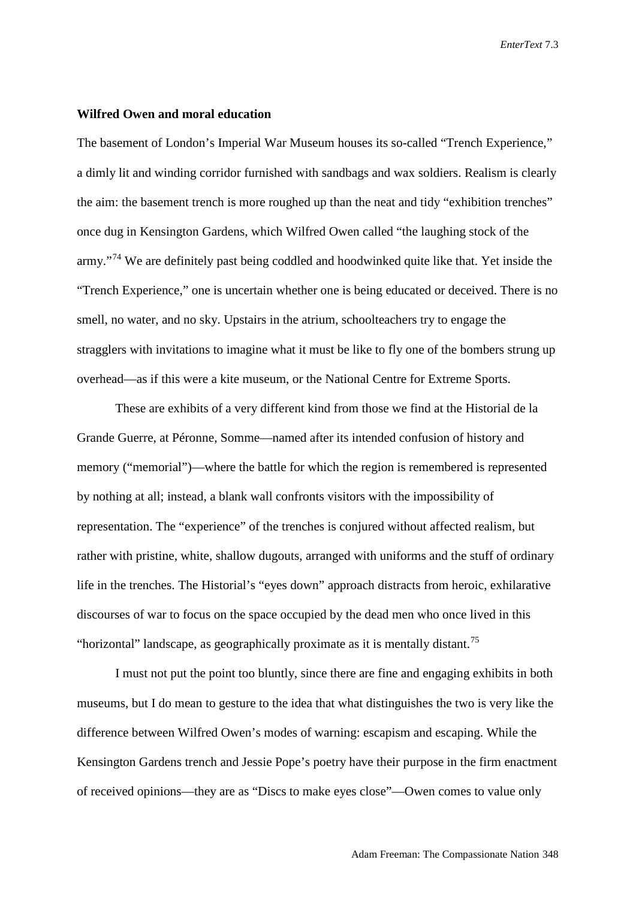**Wilfred Owen and moral education**

The basement of London's Imperial War Museum houses its so-called "Trench Experience," a dimly lit and winding corridor furnished with sandbags and wax soldiers. Realism is clearly the aim: the basement trench is more roughed up than the neat and tidy "exhibition trenches" once dug in Kensington Gardens, which Wilfred Owen called "the laughing stock of the army."[74] We are definitely past being coddled and hoodwinked quite like that. Yet inside the "Trench Experience," one is uncertain whether one is being educated or deceived. There is no smell, no water, and no sky. Upstairs in the atrium, schoolteachers try to engage the stragglers with invitations to imagine what it must be like to fly one of the bombers strung up overhead—as if this were a kite museum, or the National Centre for Extreme Sports.

These are exhibits of a very different kind from those we find at the Historial de la Grande Guerre, at Péronne, Somme—named after its intended confusion of history and memory ("memorial")—where the battle for which the region is remembered is represented by nothing at all; instead, a blank wall confronts visitors with the impossibility of representation. The "experience" of the trenches is conjured without affected realism, but rather with pristine, white, shallow dugouts, arranged with uniforms and the stuff of ordinary life in the trenches. The Historial's "eyes down" approach distracts from heroic, exhilarative discourses of war to focus on the space occupied by the dead men who once lived in this "horizontal" landscape, as geographically proximate as it is mentally distant.[75]

I must not put the point too bluntly, since there are fine and engaging exhibits in both museums, but I do mean to gesture to the idea that what distinguishes the two is very like the difference between Wilfred Owen's modes of warning: escapism and escaping. While the Kensington Gardens trench and Jessie Pope's poetry have their purpose in the firm enactment of received opinions—they are as "Discs to make eyes close"—Owen comes to value only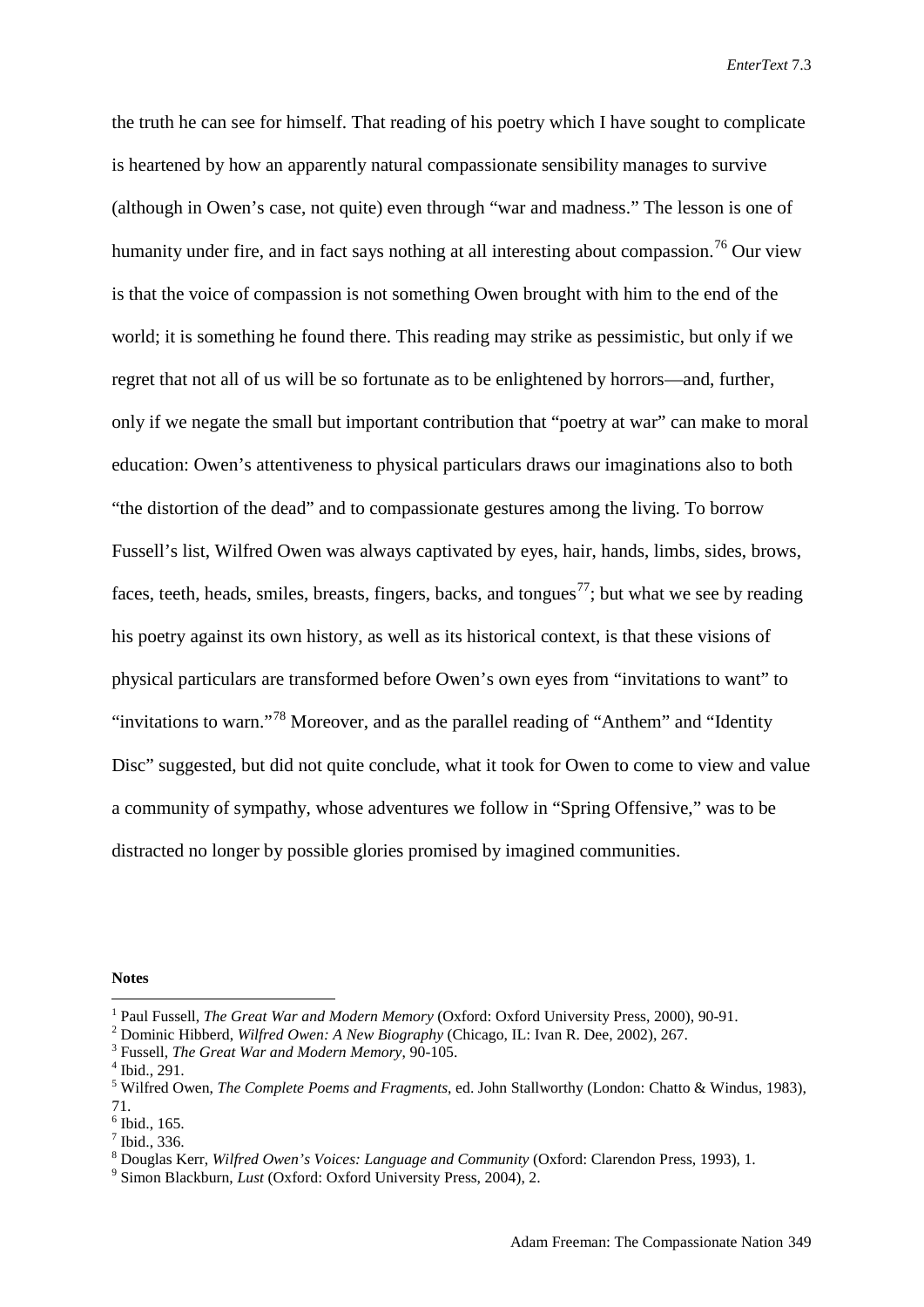the truth he can see for himself. That reading of his poetry which I have sought to complicate is heartened by how an apparently natural compassionate sensibility manages to survive (although in Owen's case, not quite) even through "war and madness." The lesson is one of humanity under fire, and in fact says nothing at all interesting about compassion.[76] Our view is that the voice of compassion is not something Owen brought with him to the end of the world; it is something he found there. This reading may strike as pessimistic, but only if we regret that not all of us will be so fortunate as to be enlightened by horrors—and, further, only if we negate the small but important contribution that "poetry at war" can make to moral education: Owen's attentiveness to physical particulars draws our imaginations also to both "the distortion of the dead" and to compassionate gestures among the living. To borrow Fussell's list, Wilfred Owen was always captivated by eyes, hair, hands, limbs, sides, brows, faces, teeth, heads, smiles, breasts, fingers, backs, and tongues[77]; but what we see by reading his poetry against its own history, as well as its historical context, is that these visions of physical particulars are transformed before Owen's own eyes from "invitations to want" to "invitations to warn."[78] Moreover, and as the parallel reading of "Anthem" and "Identity Disc" suggested, but did not quite conclude, what it took for Owen to come to view and value a community of sympathy, whose adventures we follow in "Spring Offensive," was to be distracted no longer by possible glories promised by imagined communities.

**Notes**

[1] Paul Fussell, *The Great War and Modern Memory* (Oxford: Oxford University Press, 2000), 90-91.

[2] Dominic Hibberd, *Wilfred Owen: A New Biography* (Chicago, IL: Ivan R. Dee, 2002), 267.

[3] Fussell, *The Great War and Modern Memory*, 90-105.

[4] Ibid., 291.

[5] Wilfred Owen, *The Complete Poems and Fragments*, ed. John Stallworthy (London: Chatto & Windus, 1983), 71.

[6] Ibid., 165.

[7] Ibid., 336.

[8] Douglas Kerr, *Wilfred Owen's Voices: Language and Community* (Oxford: Clarendon Press, 1993), 1.

[9] Simon Blackburn, *Lust* (Oxford: Oxford University Press, 2004), 2.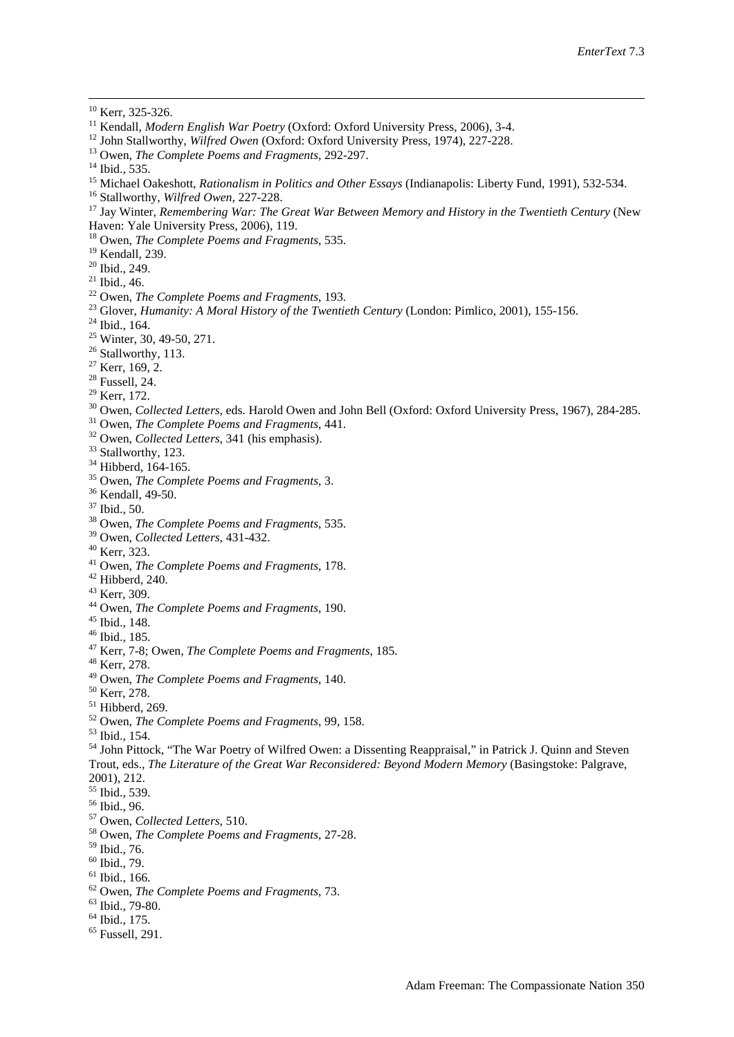[10] Kerr, 325-326.

[11] Kendall, *Modern English War Poetry* (Oxford: Oxford University Press, 2006), 3-4.

[12] John Stallworthy, *Wilfred Owen* (Oxford: Oxford University Press, 1974), 227-228.

[13] Owen, *The Complete Poems and Fragments*, 292-297.

[14] Ibid., 535.

[15] Michael Oakeshott, *Rationalism in Politics and Other Essays* (Indianapolis: Liberty Fund, 1991), 532-534.

[16] Stallworthy, *Wilfred Owen*, 227-228.

[17] Jay Winter, *Remembering War: The Great War Between Memory and History in the Twentieth Century* (New Haven: Yale University Press, 2006), 119.

[18] Owen, *The Complete Poems and Fragments*, 535.

[19] Kendall, 239.

[20] Ibid., 249.

[21] Ibid., 46.

[22] Owen, *The Complete Poems and Fragments*, 193.

[23] Glover, *Humanity: A Moral History of the Twentieth Century* (London: Pimlico, 2001), 155-156.

[24] Ibid., 164.

[25] Winter, 30, 49-50, 271.

[26] Stallworthy, 113.

[27] Kerr, 169, 2.

[28] Fussell, 24.

[29] Kerr, 172.

[30] Owen, *Collected Letters*, eds. Harold Owen and John Bell (Oxford: Oxford University Press, 1967), 284-285.

[31] Owen, *The Complete Poems and Fragments*, 441.

[32] Owen, *Collected Letters*, 341 (his emphasis).

[33] Stallworthy, 123.

[34] Hibberd, 164-165.

[35] Owen, *The Complete Poems and Fragments*, 3.

[36] Kendall, 49-50.

[37] Ibid., 50.

[38] Owen, *The Complete Poems and Fragments*, 535.

[39] Owen, *Collected Letters*, 431-432.

[40] Kerr, 323.

[41] Owen, *The Complete Poems and Fragments*, 178.

[42] Hibberd, 240.

[43] Kerr, 309.

[44] Owen, *The Complete Poems and Fragments*, 190.

[45] Ibid., 148.

[46] Ibid., 185.

[47] Kerr, 7-8; Owen, *The Complete Poems and Fragments*, 185.

[48] Kerr, 278.

[49] Owen, *The Complete Poems and Fragments*, 140.

[50] Kerr, 278.

[51] Hibberd, 269.

[52] Owen, *The Complete Poems and Fragments*, 99, 158.

[53] Ibid., 154.

[54] John Pittock, "The War Poetry of Wilfred Owen: a Dissenting Reappraisal," in Patrick J. Quinn and Steven Trout, eds., *The Literature of the Great War Reconsidered: Beyond Modern Memory* (Basingstoke: Palgrave, 2001), 212.

[55] Ibid., 539.

[56] Ibid., 96.

[57] Owen, *Collected Letters*, 510.

[58] Owen, *The Complete Poems and Fragments*, 27-28.

[59] Ibid., 76.

[60] Ibid., 79.

[61] Ibid., 166.

[62] Owen, *The Complete Poems and Fragments*, 73.

[63] Ibid., 79-80.

[64] Ibid., 175.

[65] Fussell, 291.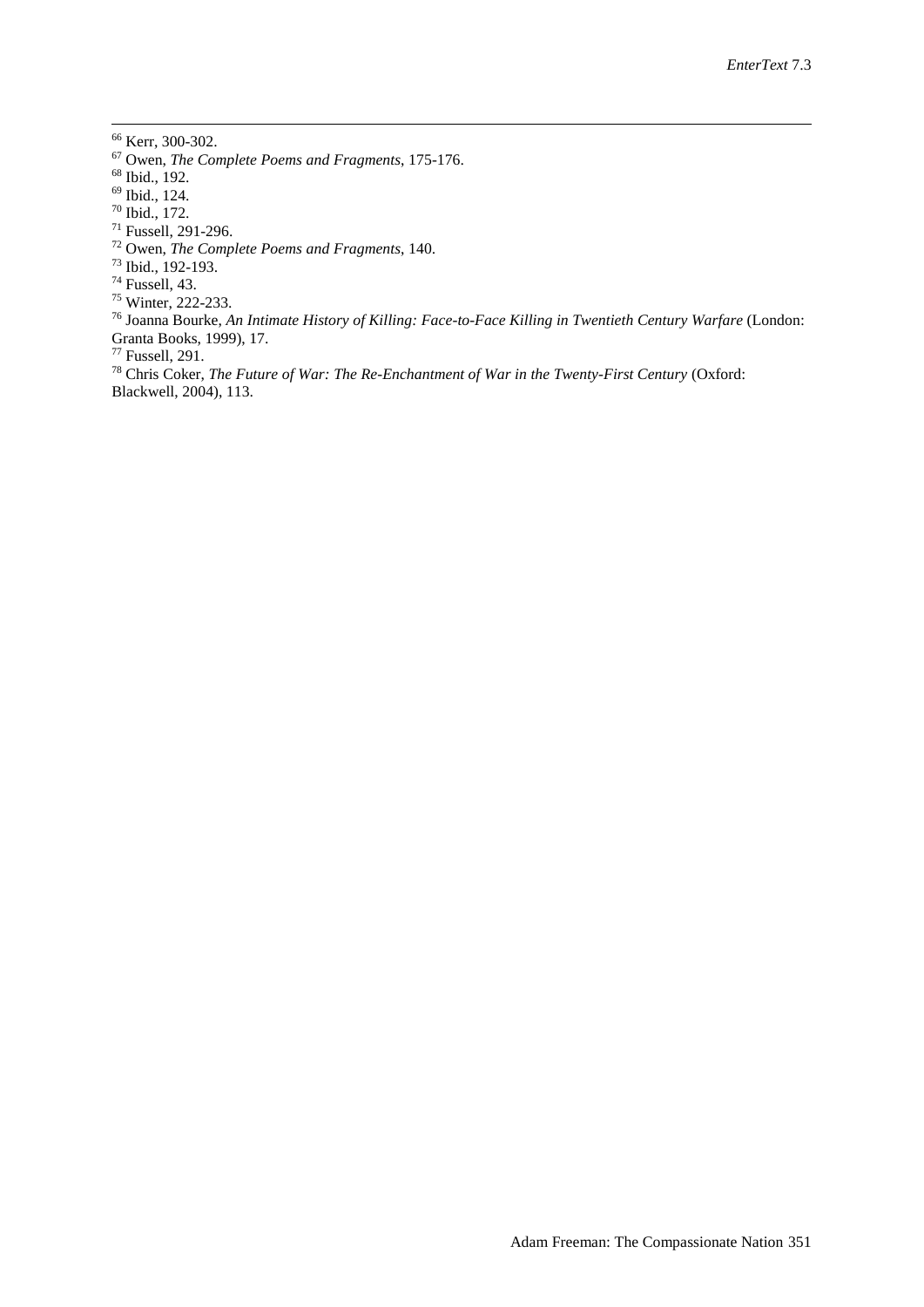[66] Kerr, 300-302.

[67] Owen, *The Complete Poems and Fragments*, 175-176.

[68] Ibid., 192.

[69] Ibid., 124.

[70] Ibid., 172.

[71] Fussell, 291-296.

[72] Owen, *The Complete Poems and Fragments*, 140.

[73] Ibid., 192-193.

[74] Fussell, 43.

[75] Winter, 222-233.

[76] Joanna Bourke, *An Intimate History of Killing: Face-to-Face Killing in Twentieth Century Warfare* (London: Granta Books, 1999), 17.

[77] Fussell, 291.

[78] Chris Coker, *The Future of War: The Re-Enchantment of War in the Twenty-First Century* (Oxford: Blackwell, 2004), 113.